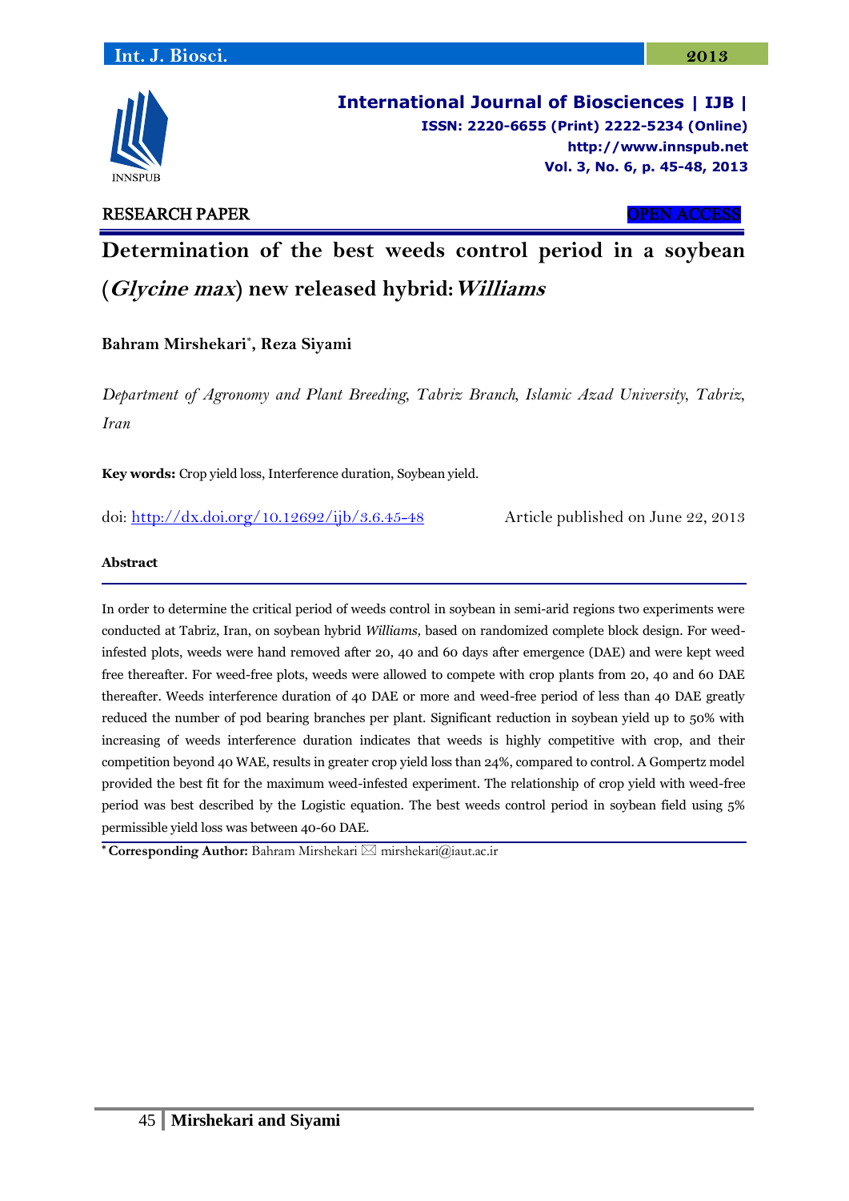International Journal of Biosciences | IJB |
ISSN: 2220-6655 (Print) 2222-5234 (Online)
http://www.innspub.net
Vol. 3, No. 6, p. 45-48, 2013

RESEARCH PAPER | OPEN ACCESS

# Determination of the best weeds control period in a soybean (*Glycine max*) new released hybrid: *Williams*

**Bahram Mirshekari***, **Reza Siyami**

*Department of Agronomy and Plant Breeding, Tabriz Branch, Islamic Azad University, Tabriz, Iran*

**Key words:** Crop yield loss, Interference duration, Soybean yield.

doi: http://dx.doi.org/10.12692/ijb/3.6.45-48 Article published on June 22, 2013

### Abstract

In order to determine the critical period of weeds control in soybean in semi-arid regions two experiments were conducted at Tabriz, Iran, on soybean hybrid *Williams,* based on randomized complete block design. For weed-infested plots, weeds were hand removed after 20, 40 and 60 days after emergence (DAE) and were kept weed free thereafter. For weed-free plots, weeds were allowed to compete with crop plants from 20, 40 and 60 DAE thereafter. Weeds interference duration of 40 DAE or more and weed-free period of less than 40 DAE greatly reduced the number of pod bearing branches per plant. Significant reduction in soybean yield up to 50% with increasing of weeds interference duration indicates that weeds is highly competitive with crop, and their competition beyond 40 WAE, results in greater crop yield loss than 24%, compared to control. A Gompertz model provided the best fit for the maximum weed-infested experiment. The relationship of crop yield with weed-free period was best described by the Logistic equation. The best weeds control period in soybean field using 5% permissible yield loss was between 40-60 DAE.

\* **Corresponding Author:** Bahram Mirshekari ✉ mirshekari@iaut.ac.ir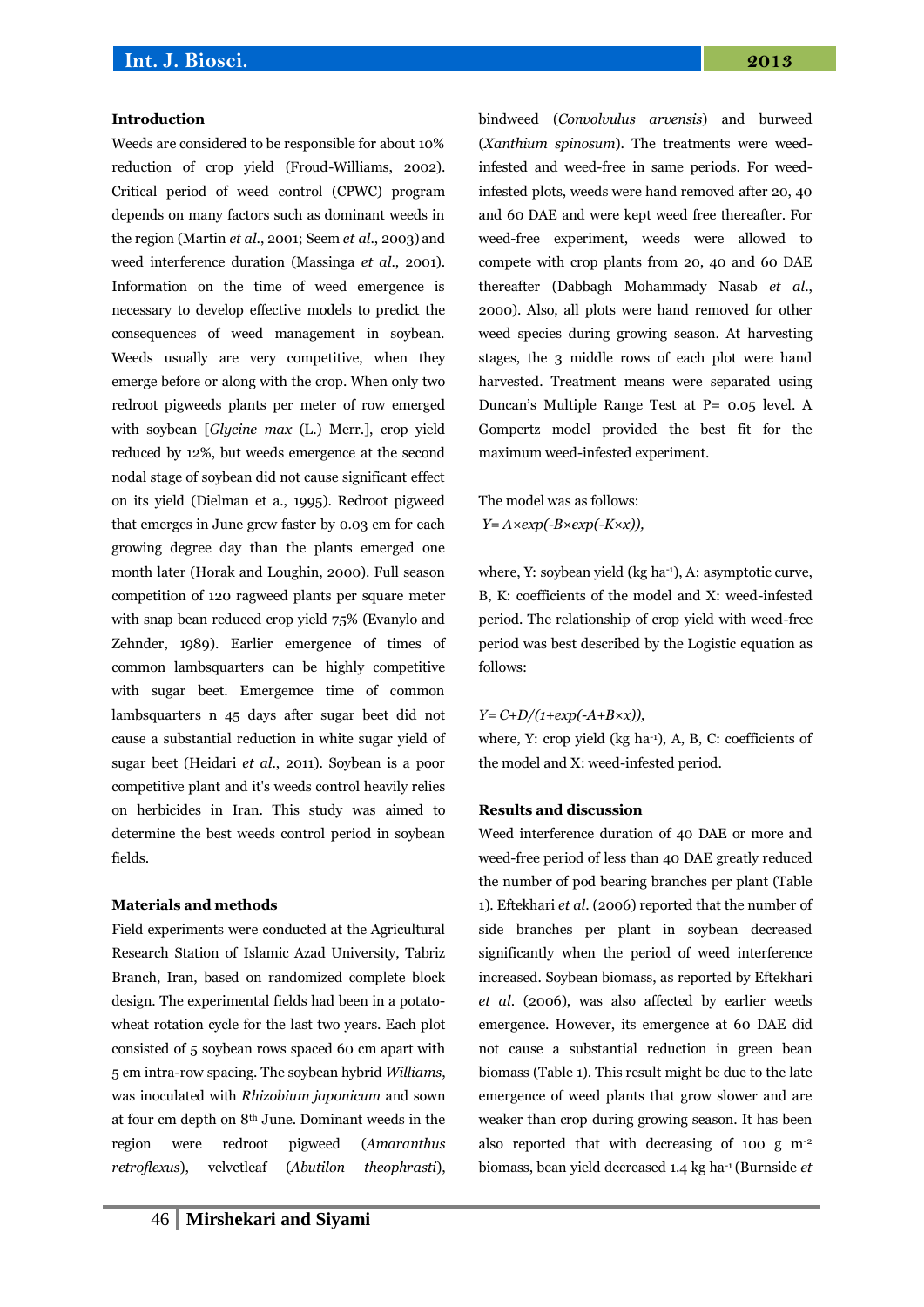## Introduction

Weeds are considered to be responsible for about 10% reduction of crop yield (Froud-Williams, 2002). Critical period of weed control (CPWC) program depends on many factors such as dominant weeds in the region (Martin *et al*., 2001; Seem *et al*., 2003) and weed interference duration (Massinga *et al*., 2001). Information on the time of weed emergence is necessary to develop effective models to predict the consequences of weed management in soybean. Weeds usually are very competitive, when they emerge before or along with the crop. When only two redroot pigweeds plants per meter of row emerged with soybean [*Glycine max* (L.) Merr.], crop yield reduced by 12%, but weeds emergence at the second nodal stage of soybean did not cause significant effect on its yield (Dielman et a., 1995). Redroot pigweed that emerges in June grew faster by 0.03 cm for each growing degree day than the plants emerged one month later (Horak and Loughin, 2000). Full season competition of 120 ragweed plants per square meter with snap bean reduced crop yield 75% (Evanylo and Zehnder, 1989). Earlier emergence of times of common lambsquarters can be highly competitive with sugar beet. Emergemce time of common lambsquarters n 45 days after sugar beet did not cause a substantial reduction in white sugar yield of sugar beet (Heidari *et al*., 2011). Soybean is a poor competitive plant and it's weeds control heavily relies on herbicides in Iran. This study was aimed to determine the best weeds control period in soybean fields.

## Materials and methods

Field experiments were conducted at the Agricultural Research Station of Islamic Azad University, Tabriz Branch, Iran, based on randomized complete block design. The experimental fields had been in a potato-wheat rotation cycle for the last two years. Each plot consisted of 5 soybean rows spaced 60 cm apart with 5 cm intra-row spacing. The soybean hybrid *Williams*, was inoculated with *Rhizobium japonicum* and sown at four cm depth on 8th June. Dominant weeds in the region were redroot pigweed (*Amaranthus retroflexus*), velvetleaf (*Abutilon theophrasti*), bindweed (*Convolvulus arvensis*) and burweed (*Xanthium spinosum*). The treatments were weed-infested and weed-free in same periods. For weed-infested plots, weeds were hand removed after 20, 40 and 60 DAE and were kept weed free thereafter. For weed-free experiment, weeds were allowed to compete with crop plants from 20, 40 and 60 DAE thereafter (Dabbagh Mohammady Nasab *et al*., 2000). Also, all plots were hand removed for other weed species during growing season. At harvesting stages, the 3 middle rows of each plot were hand harvested. Treatment means were separated using Duncan's Multiple Range Test at P= 0.05 level. A Gompertz model provided the best fit for the maximum weed-infested experiment.

The model was as follows:

$$Y = A \times \exp(-B \times \exp(-K \times x)),$$

where, Y: soybean yield (kg ha$^{-1}$), A: asymptotic curve, B, K: coefficients of the model and X: weed-infested period. The relationship of crop yield with weed-free period was best described by the Logistic equation as follows:

$$Y = C + D/(1 + \exp(-A + B \times x)),$$

where, Y: crop yield (kg ha$^{-1}$), A, B, C: coefficients of the model and X: weed-infested period.

## Results and discussion

Weed interference duration of 40 DAE or more and weed-free period of less than 40 DAE greatly reduced the number of pod bearing branches per plant (Table 1). Eftekhari *et al*. (2006) reported that the number of side branches per plant in soybean decreased significantly when the period of weed interference increased. Soybean biomass, as reported by Eftekhari *et al*. (2006), was also affected by earlier weeds emergence. However, its emergence at 60 DAE did not cause a substantial reduction in green bean biomass (Table 1). This result might be due to the late emergence of weed plants that grow slower and are weaker than crop during growing season. It has been also reported that with decreasing of 100 g m$^{-2}$ biomass, bean yield decreased 1.4 kg ha$^{-1}$ (Burnside *et*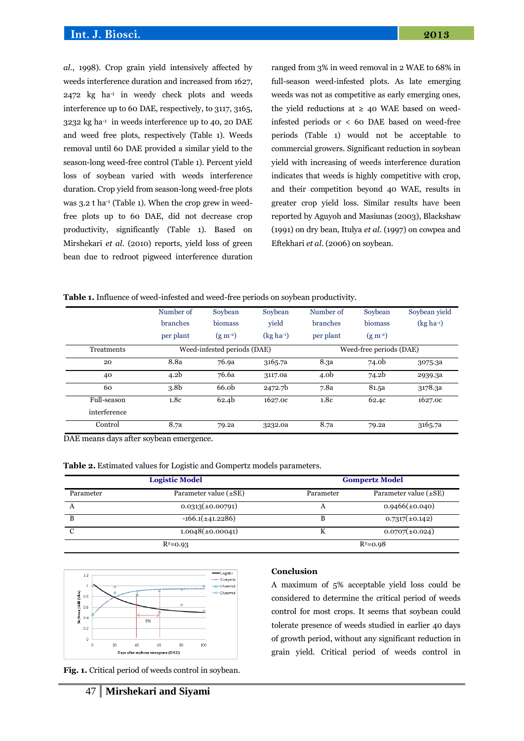*al*., 1998). Crop grain yield intensively affected by weeds interference duration and increased from 1627, 2472 kg ha$^{-1}$ in weedy check plots and weeds interference up to 60 DAE, respectively, to 3117, 3165, 3232 kg ha$^{-1}$ in weeds interference up to 40, 20 DAE and weed free plots, respectively (Table 1). Weeds removal until 60 DAE provided a similar yield to the season-long weed-free control (Table 1). Percent yield loss of soybean varied with weeds interference duration. Crop yield from season-long weed-free plots was 3.2 t ha$^{-1}$ (Table 1). When the crop grew in weed-free plots up to 60 DAE, did not decrease crop productivity, significantly (Table 1). Based on Mirshekari *et al*. (2010) reports, yield loss of green bean due to redroot pigweed interference duration ranged from 3% in weed removal in 2 WAE to 68% in full-season weed-infested plots. As late emerging weeds was not as competitive as early emerging ones, the yield reductions at ≥ 40 WAE based on weed-infested periods or < 60 DAE based on weed-free periods (Table 1) would not be acceptable to commercial growers. Significant reduction in soybean yield with increasing of weeds interference duration indicates that weeds is highly competitive with crop, and their competition beyond 40 WAE, results in greater crop yield loss. Similar results have been reported by Aguyoh and Masiunas (2003), Blackshaw (1991) on dry bean, Itulya *et al*. (1997) on cowpea and Eftekhari *et al*. (2006) on soybean.

**Table 1.** Influence of weed-infested and weed-free periods on soybean productivity.

| Treatments | Number of branches per plant | Soybean biomass (g m$^{-2}$) | Soybean yield (kg ha$^{-1}$) | Number of branches per plant | Soybean biomass (g m$^{-2}$) | Soybean yield (kg ha$^{-1}$) |
|---|---|---|---|---|---|---|
| | Weed-infested periods (DAE) | | | Weed-free periods (DAE) | | |
| 20 | 8.8a | 76.9a | 3165.7a | 8.3a | 74.0b | 3075.3a |
| 40 | 4.2b | 76.6a | 3117.0a | 4.0b | 74.2b | 2939.3a |
| 60 | 3.8b | 66.0b | 2472.7b | 7.8a | 81.5a | 3178.3a |
| Full-season interference | 1.8c | 62.4b | 1627.0c | 1.8c | 62.4c | 1627.0c |
| Control | 8.7a | 79.2a | 3232.0a | 8.7a | 79.2a | 3165.7a |

DAE means days after soybean emergence.

**Table 2.** Estimated values for Logistic and Gompertz models parameters.

| Logistic Model | | Gompertz Model | |
|---|---|---|---|
| Parameter | Parameter value (±SE) | Parameter | Parameter value (±SE) |
| A | 0.0313(±0.00791) | A | 0.9466(±0.040) |
| B | -166.1(±41.2286) | B | 0.7317(±0.142) |
| C | 1.0048(±0.00041) | K | 0.0707(±0.024) |
| $R^2$=0.93 | | $R^2$=0.98 | |

**Fig. 1.** Critical period of weeds control in soybean.

## Conclusion

A maximum of 5% acceptable yield loss could be considered to determine the critical period of weeds control for most crops. It seems that soybean could tolerate presence of weeds studied in earlier 40 days of growth period, without any significant reduction in grain yield. Critical period of weeds control in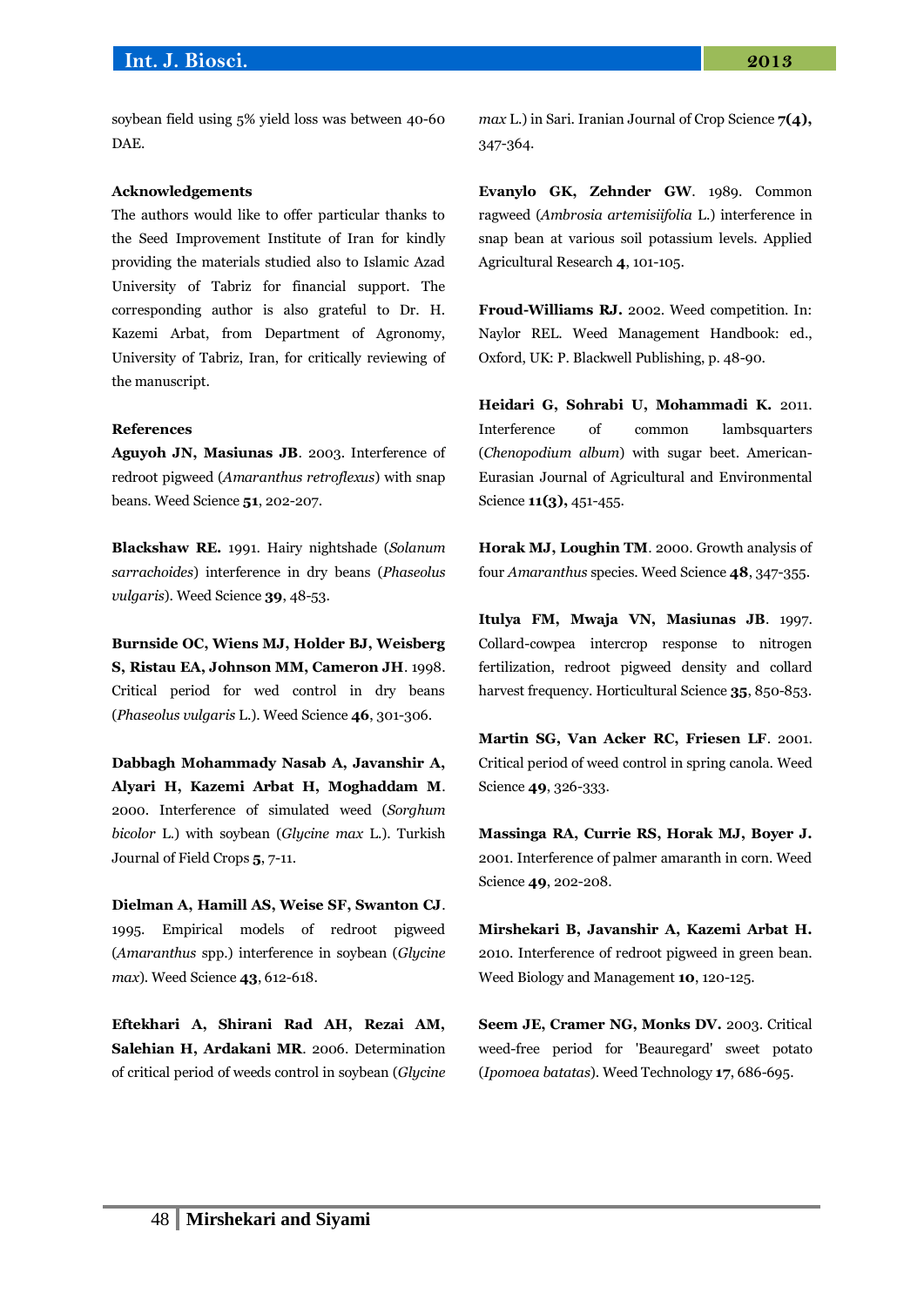soybean field using 5% yield loss was between 40-60 DAE.

### Acknowledgements

The authors would like to offer particular thanks to the Seed Improvement Institute of Iran for kindly providing the materials studied also to Islamic Azad University of Tabriz for financial support. The corresponding author is also grateful to Dr. H. Kazemi Arbat, from Department of Agronomy, University of Tabriz, Iran, for critically reviewing of the manuscript.

### References

**Aguyoh JN, Masiunas JB**. 2003. Interference of redroot pigweed (*Amaranthus retroflexus*) with snap beans. Weed Science **51**, 202-207.

**Blackshaw RE.** 1991. Hairy nightshade (*Solanum sarrachoides*) interference in dry beans (*Phaseolus vulgaris*). Weed Science **39**, 48-53.

**Burnside OC, Wiens MJ, Holder BJ, Weisberg S, Ristau EA, Johnson MM, Cameron JH**. 1998. Critical period for wed control in dry beans (*Phaseolus vulgaris* L.). Weed Science **46**, 301-306.

**Dabbagh Mohammady Nasab A, Javanshir A, Alyari H, Kazemi Arbat H, Moghaddam M**. 2000. Interference of simulated weed (*Sorghum bicolor* L.) with soybean (*Glycine max* L.). Turkish Journal of Field Crops **5**, 7-11.

**Dielman A, Hamill AS, Weise SF, Swanton CJ**. 1995. Empirical models of redroot pigweed (*Amaranthus* spp.) interference in soybean (*Glycine max*). Weed Science **43**, 612-618.

**Eftekhari A, Shirani Rad AH, Rezai AM, Salehian H, Ardakani MR**. 2006. Determination of critical period of weeds control in soybean (*Glycine max* L.) in Sari. Iranian Journal of Crop Science **7(4),** 347-364.

**Evanylo GK, Zehnder GW**. 1989. Common ragweed (*Ambrosia artemisiifolia* L.) interference in snap bean at various soil potassium levels. Applied Agricultural Research **4**, 101-105.

**Froud-Williams RJ.** 2002. Weed competition. In: Naylor REL. Weed Management Handbook: ed., Oxford, UK: P. Blackwell Publishing, p. 48-90.

**Heidari G, Sohrabi U, Mohammadi K.** 2011. Interference of common lambsquarters (*Chenopodium album*) with sugar beet. American-Eurasian Journal of Agricultural and Environmental Science **11(3),** 451-455.

**Horak MJ, Loughin TM**. 2000. Growth analysis of four *Amaranthus* species. Weed Science **48**, 347-355.

**Itulya FM, Mwaja VN, Masiunas JB**. 1997. Collard-cowpea intercrop response to nitrogen fertilization, redroot pigweed density and collard harvest frequency. Horticultural Science **35**, 850-853.

**Martin SG, Van Acker RC, Friesen LF**. 2001. Critical period of weed control in spring canola. Weed Science **49**, 326-333.

**Massinga RA, Currie RS, Horak MJ, Boyer J.** 2001. Interference of palmer amaranth in corn. Weed Science **49**, 202-208.

**Mirshekari B, Javanshir A, Kazemi Arbat H.** 2010. Interference of redroot pigweed in green bean. Weed Biology and Management **10**, 120-125.

**Seem JE, Cramer NG, Monks DV.** 2003. Critical weed-free period for 'Beauregard' sweet potato (*Ipomoea batatas*). Weed Technology **17**, 686-695.